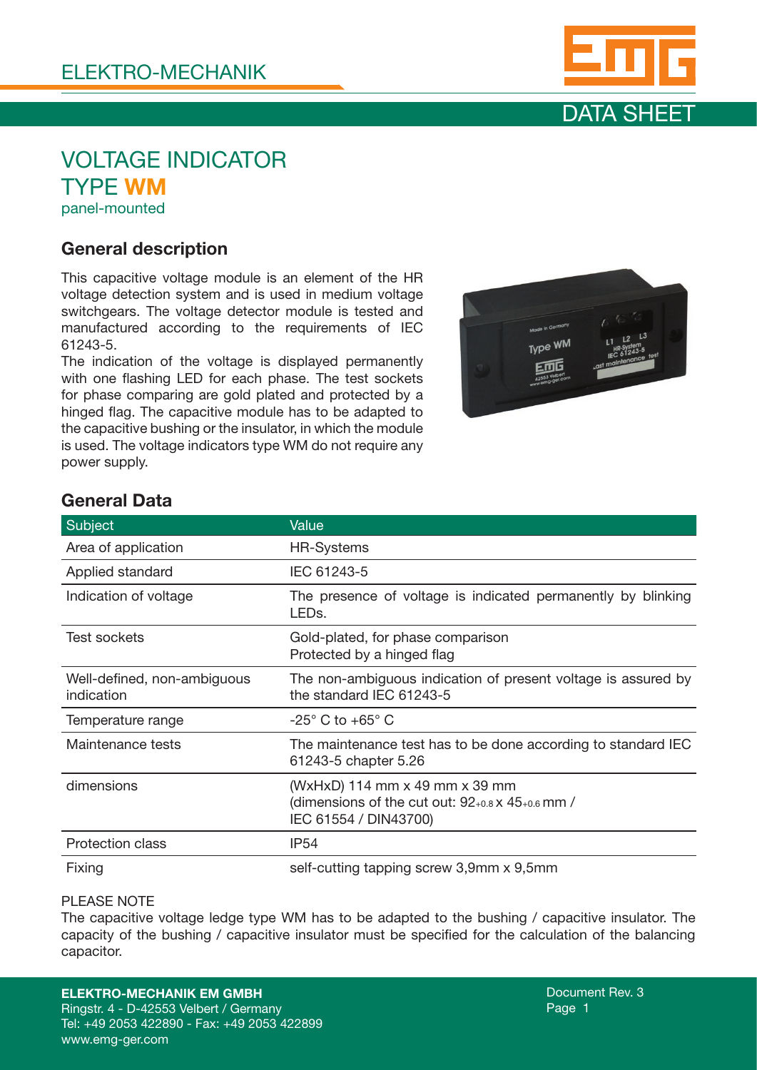ELEKTRO-MECHANIK

DATA SHEET

# VOLTAGE INDICATOR
# TYPE **WM**

panel-mounted

## General description

This capacitive voltage module is an element of the HR voltage detection system and is used in medium voltage switchgears. The voltage detector module is tested and manufactured according to the requirements of IEC 61243-5.
The indication of the voltage is displayed permanently with one flashing LED for each phase. The test sockets for phase comparing are gold plated and protected by a hinged flag. The capacitive module has to be adapted to the capacitive bushing or the insulator, in which the module is used. The voltage indicators type WM do not require any power supply.

## General Data

| Subject | Value |
|---|---|
| Area of application | HR-Systems |
| Applied standard | IEC 61243-5 |
| Indication of voltage | The presence of voltage is indicated permanently by blinking LEDs. |
| Test sockets | Gold-plated, for phase comparison<br>Protected by a hinged flag |
| Well-defined, non-ambiguous indication | The non-ambiguous indication of present voltage is assured by the standard IEC 61243-5 |
| Temperature range | -25° C to +65° C |
| Maintenance tests | The maintenance test has to be done according to standard IEC 61243-5 chapter 5.26 |
| dimensions | (WxHxD) 114 mm x 49 mm x 39 mm<br>(dimensions of the cut out: $92_{+0.8}$ x $45_{+0.6}$ mm / IEC 61554 / DIN43700) |
| Protection class | IP54 |
| Fixing | self-cutting tapping screw 3,9mm x 9,5mm |

PLEASE NOTE
The capacitive voltage ledge type WM has to be adapted to the bushing / capacitive insulator. The capacity of the bushing / capacitive insulator must be specified for the calculation of the balancing capacitor.

**ELEKTRO-MECHANIK EM GMBH**
Ringstr. 4 - D-42553 Velbert / Germany
Tel: +49 2053 422890 - Fax: +49 2053 422899
www.emg-ger.com

Document Rev. 3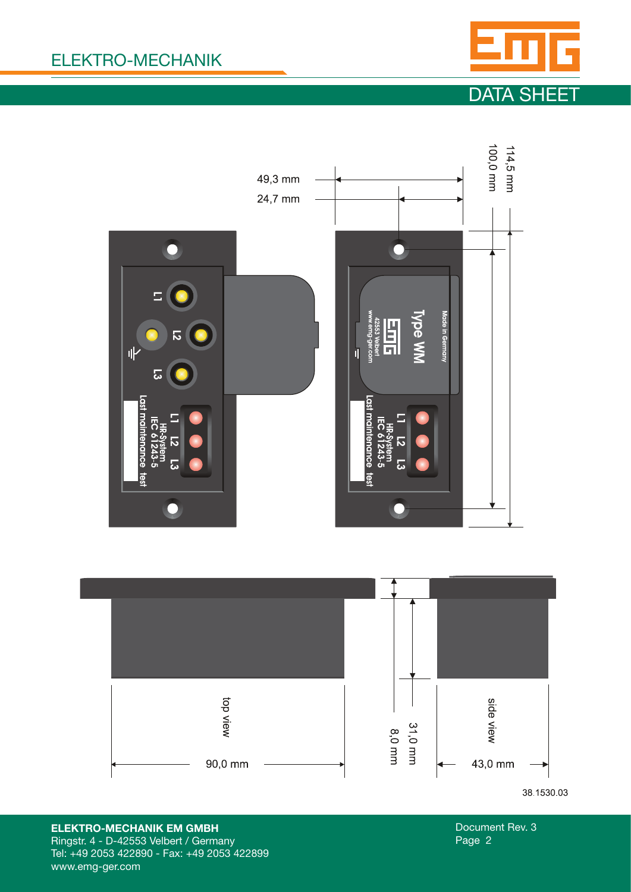ELEKTRO-MECHANIK

DATA SHEET

49,3 mm

24,7 mm

114,5 mm

100,0 mm

L1

L2

L3

Last maintenance test

L1 L2 L3

HR-System

IEC 61243-5

Type WM

Made in Germany

42553 Velbert

www.emg-ger.com

Last maintenance test

L1 L2 L3

HR-System

IEC 61243-5

top view

90,0 mm

8,0 mm

31,0 mm

side view

43,0 mm

38.1530.03

**ELEKTRO-MECHANIK EM GMBH**
Ringstr. 4 - D-42553 Velbert / Germany
Tel: +49 2053 422890 - Fax: +49 2053 422899
www.emg-ger.com

Document Rev. 3